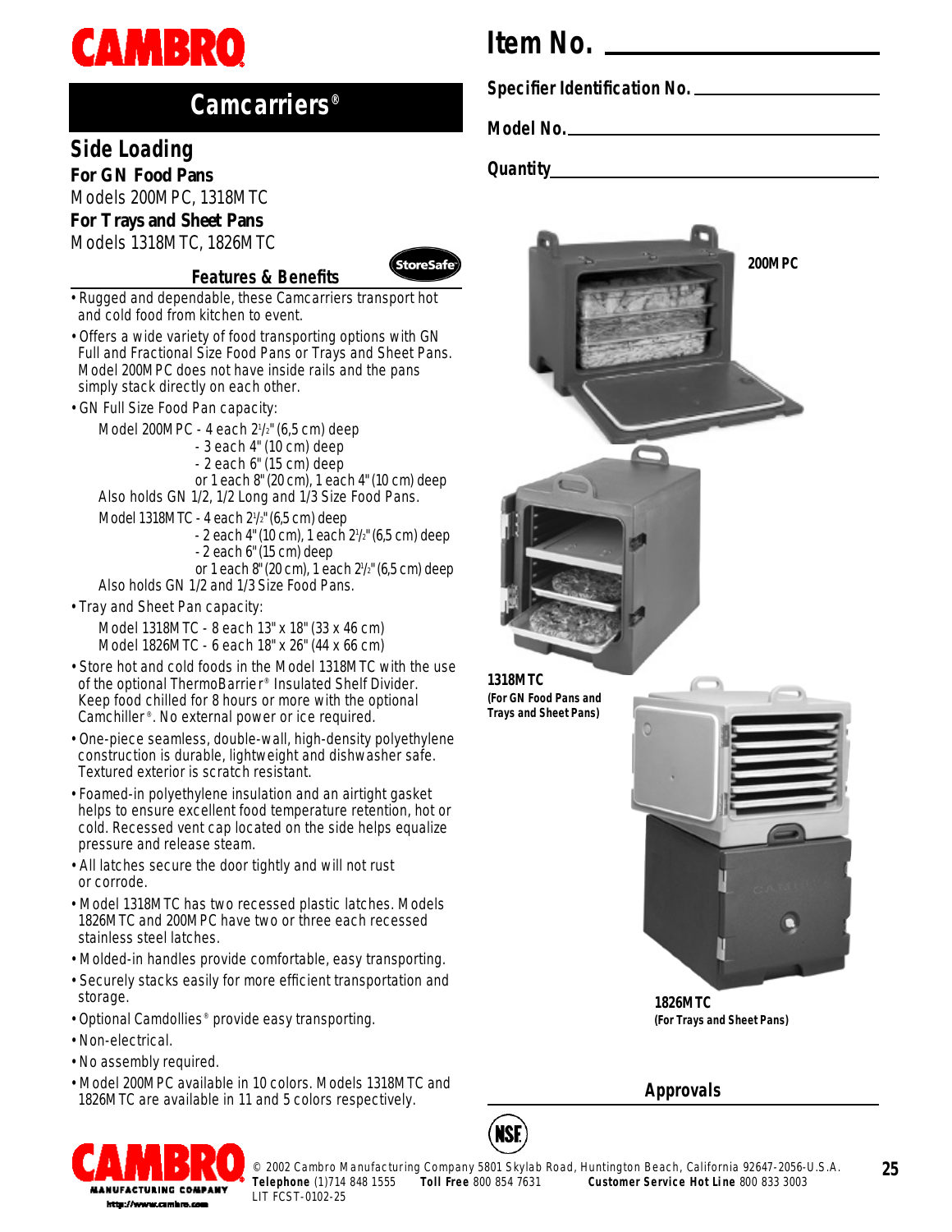# CAMBRO

## Camcarriers®

### Side Loading

**For GN Food Pans**
Models 200MPC, 1318MTC

**For Trays and Sheet Pans**
Models 1318MTC, 1826MTC

**Item No.** ____________

**Specifier Identification No.** ____________

**Model No.** ____________

**Quantity** ____________

### Features & Benefits

StoreSafe®

- Rugged and dependable, these Camcarriers transport hot and cold food from kitchen to event.
- Offers a wide variety of food transporting options with GN Full and Fractional Size Food Pans or Trays and Sheet Pans. Model 200MPC does not have inside rails and the pans simply stack directly on each other.
- GN Full Size Food Pan capacity:
  - Model 200MPC - 4 each 2½" (6,5 cm) deep
    - 3 each 4" (10 cm) deep
    - 2 each 6" (15 cm) deep
    - or 1 each 8" (20 cm), 1 each 4" (10 cm) deep
  - Also holds GN 1/2, 1/2 Long and 1/3 Size Food Pans.
  - Model 1318MTC - 4 each 2½" (6,5 cm) deep
    - 2 each 4" (10 cm), 1 each 2½" (6,5 cm) deep
    - 2 each 6" (15 cm) deep
    - or 1 each 8" (20 cm), 1 each 2½" (6,5 cm) deep
  - Also holds GN 1/2 and 1/3 Size Food Pans.
- Tray and Sheet Pan capacity:
  - Model 1318MTC - 8 each 13" x 18" (33 x 46 cm)
  - Model 1826MTC - 6 each 18" x 26" (44 x 66 cm)
- Store hot and cold foods in the Model 1318MTC with the use of the optional ThermoBarrier® Insulated Shelf Divider. Keep food chilled for 8 hours or more with the optional Camchiller®. No external power or ice required.
- One-piece seamless, double-wall, high-density polyethylene construction is durable, lightweight and dishwasher safe. Textured exterior is scratch resistant.
- Foamed-in polyethylene insulation and an airtight gasket helps to ensure excellent food temperature retention, hot or cold. Recessed vent cap located on the side helps equalize pressure and release steam.
- All latches secure the door tightly and will not rust or corrode.
- Model 1318MTC has two recessed plastic latches. Models 1826MTC and 200MPC have two or three each recessed stainless steel latches.
- Molded-in handles provide comfortable, easy transporting.
- Securely stacks easily for more efficient transportation and storage.
- Optional Camdollies® provide easy transporting.
- Non-electrical.
- No assembly required.
- Model 200MPC available in 10 colors. Models 1318MTC and 1826MTC are available in 11 and 5 colors respectively.

**200MPC**

**1318MTC**
**(For GN Food Pans and Trays and Sheet Pans)**

**1826MTC**
**(For Trays and Sheet Pans)**

### Approvals

NSF

CAMBRO MANUFACTURING COMPANY
http://www.cambro.com

© 2002 Cambro Manufacturing Company 5801 Skylab Road, Huntington Beach, California 92647-2056-U.S.A.
**Telephone** (1)714 848 1555 **Toll Free** 800 854 7631 **Customer Service Hot Line** 800 833 3003
LIT FCST-0102-25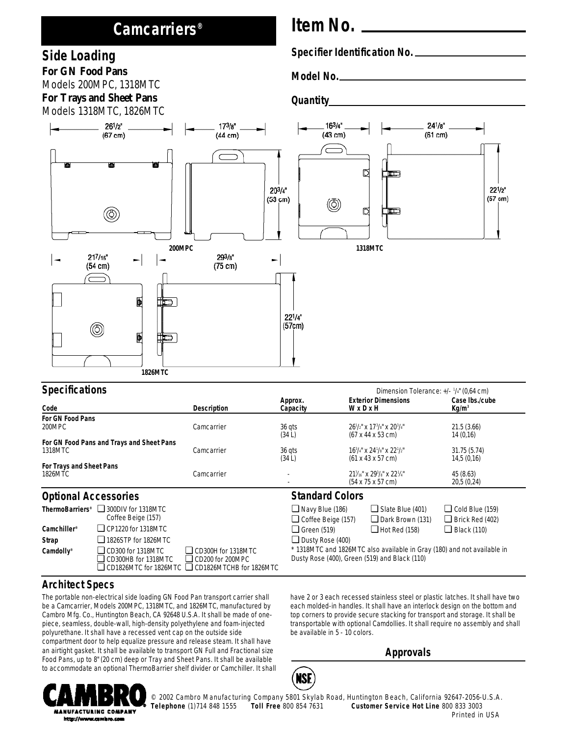# Camcarriers®

# Item No. ____________

**Specifier Identification No.** ____________

**Model No.** ____________

**Quantity** ____________

## Side Loading

**For GN Food Pans**
Models 200MPC, 1318MTC

**For Trays and Sheet Pans**
Models 1318MTC, 1826MTC

26½" (67 cm)
17⅜" (44 cm)
20¾" (53 cm)
200MPC

16¾" (43 cm)
24⅛" (61 cm)
22½" (57 cm)
1318MTC

21⁷⁄₁₆" (54 cm)
29⅜" (75 cm)
22¼" (57cm)
1826MTC

## Specifications

Dimension Tolerance: +/- ¼" (0,64 cm)

| Code | Description | Approx. Capacity | Exterior Dimensions W x D x H | Case lbs./cube Kg/m³ |
|---|---|---|---|---|
| **For GN Food Pans** | | | | |
| 200MPC | Camcarrier | 36 qts (34 L) | 26½" x 17⅜" x 20¾" (67 x 44 x 53 cm) | 21.5 (3.66) 14 (0,16) |
| **For GN Food Pans and Trays and Sheet Pans** | | | | |
| 1318MTC | Camcarrier | 36 qts (34 L) | 16¾" x 24⅛" x 22½" (61 x 43 x 57 cm) | 31.75 (5.74) 14,5 (0,16) |
| **For Trays and Sheet Pans** | | | | |
| 1826MTC | Camcarrier | - - | 21⁷⁄₁₆" x 29⅜" x 22¼" (54 x 75 x 57 cm) | 45 (8.63) 20,5 (0,24) |

## Optional Accessories

| | | |
|---|---|---|
| **ThermoBarriers®** | ❑ 300DIV for 1318MTC Coffee Beige (157) | |
| **Camchiller®** | ❑ CP1220 for 1318MTC | |
| **Strap** | ❑ 1826STP for 1826MTC | |
| **Camdolly®** | ❑ CD300 for 1318MTC<br>❑ CD300HB for 1318MTC<br>❑ CD1826MTC for 1826MTC | ❑ CD300H for 1318MTC<br>❑ CD200 for 200MPC<br>❑ CD1826MTCHB for 1826MTC |

## Standard Colors

| | | |
|---|---|---|
| ❑ Navy Blue (186) | ❑ Slate Blue (401) | ❑ Cold Blue (159) |
| ❑ Coffee Beige (157) | ❑ Dark Brown (131) | ❑ Brick Red (402) |
| ❑ Green (519) | ❑ Hot Red (158) | ❑ Black (110) |
| ❑ Dusty Rose (400) | | |

* 1318MTC and 1826MTC also available in Gray (180) and not available in Dusty Rose (400), Green (519) and Black (110)

## Architect Specs

The portable non-electrical side loading GN Food Pan transport carrier shall be a Camcarrier, Models 200MPC, 1318MTC, and 1826MTC, manufactured by Cambro Mfg. Co., Huntington Beach, CA 92648 U.S.A. It shall be made of one-piece, seamless, double-wall, high-density polyethylene and foam-injected polyurethane. It shall have a recessed vent cap on the outside side compartment door to help equalize pressure and release steam. It shall have an airtight gasket. It shall be available to transport GN Full and Fractional size Food Pans, up to 8" (20 cm) deep or Tray and Sheet Pans. It shall be available to accommodate an optional ThermoBarrier shelf divider or Camchiller. It shall have 2 or 3 each recessed stainless steel or plastic latches. It shall have two each molded-in handles. It shall have an interlock design on the bottom and top corners to provide secure stacking for transport and storage. It shall be transportable with optional Camdollies. It shall require no assembly and shall be available in 5 - 10 colors.

## Approvals

NSF

CAMBRO MANUFACTURING COMPANY
http://www.cambro.com

© 2002 Cambro Manufacturing Company 5801 Skylab Road, Huntington Beach, California 92647-2056-U.S.A.
**Telephone** (1)714 848 1555 **Toll Free** 800 854 7631 **Customer Service Hot Line** 800 833 3003

Printed in USA